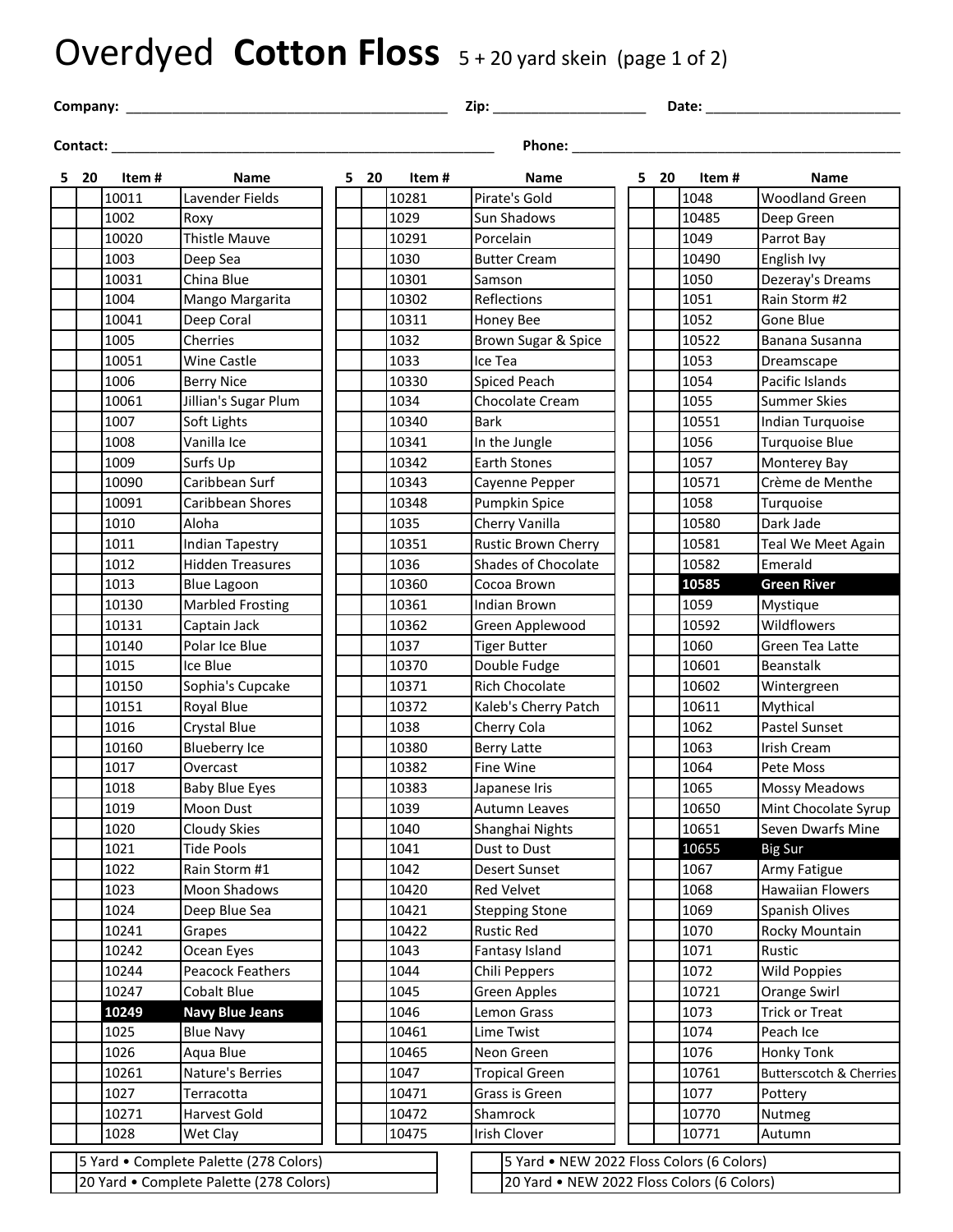# Overdyed **Cotton Floss** 5 + 20 yard skein (page 1 of 2)

**Company:** ________________________ **Zip:** ____________ **Date:** ______________

**Contact:** ________________________ **Phone:** ________________________

| 5 | 20 | Item # | Name | 5 | 20 | Item # | Name | 5 | 20 | Item # | Name |
|---|---|---|---|---|---|---|---|---|---|---|---|
| | | 10011 | Lavender Fields | | | 10281 | Pirate's Gold | | | 1048 | Woodland Green |
| | | 1002 | Roxy | | | 1029 | Sun Shadows | | | 10485 | Deep Green |
| | | 10020 | Thistle Mauve | | | 10291 | Porcelain | | | 1049 | Parrot Bay |
| | | 1003 | Deep Sea | | | 1030 | Butter Cream | | | 10490 | English Ivy |
| | | 10031 | China Blue | | | 10301 | Samson | | | 1050 | Dezeray's Dreams |
| | | 1004 | Mango Margarita | | | 10302 | Reflections | | | 1051 | Rain Storm #2 |
| | | 10041 | Deep Coral | | | 10311 | Honey Bee | | | 1052 | Gone Blue |
| | | 1005 | Cherries | | | 1032 | Brown Sugar & Spice | | | 10522 | Banana Susanna |
| | | 10051 | Wine Castle | | | 1033 | Ice Tea | | | 1053 | Dreamscape |
| | | 1006 | Berry Nice | | | 10330 | Spiced Peach | | | 1054 | Pacific Islands |
| | | 10061 | Jillian's Sugar Plum | | | 1034 | Chocolate Cream | | | 1055 | Summer Skies |
| | | 1007 | Soft Lights | | | 10340 | Bark | | | 10551 | Indian Turquoise |
| | | 1008 | Vanilla Ice | | | 10341 | In the Jungle | | | 1056 | Turquoise Blue |
| | | 1009 | Surfs Up | | | 10342 | Earth Stones | | | 1057 | Monterey Bay |
| | | 10090 | Caribbean Surf | | | 10343 | Cayenne Pepper | | | 10571 | Crème de Menthe |
| | | 10091 | Caribbean Shores | | | 10348 | Pumpkin Spice | | | 1058 | Turquoise |
| | | 1010 | Aloha | | | 1035 | Cherry Vanilla | | | 10580 | Dark Jade |
| | | 1011 | Indian Tapestry | | | 10351 | Rustic Brown Cherry | | | 10581 | Teal We Meet Again |
| | | 1012 | Hidden Treasures | | | 1036 | Shades of Chocolate | | | 10582 | Emerald |
| | | 1013 | Blue Lagoon | | | 10360 | Cocoa Brown | | | **10585** | **Green River** |
| | | 10130 | Marbled Frosting | | | 10361 | Indian Brown | | | 1059 | Mystique |
| | | 10131 | Captain Jack | | | 10362 | Green Applewood | | | 10592 | Wildflowers |
| | | 10140 | Polar Ice Blue | | | 1037 | Tiger Butter | | | 1060 | Green Tea Latte |
| | | 1015 | Ice Blue | | | 10370 | Double Fudge | | | 10601 | Beanstalk |
| | | 10150 | Sophia's Cupcake | | | 10371 | Rich Chocolate | | | 10602 | Wintergreen |
| | | 10151 | Royal Blue | | | 10372 | Kaleb's Cherry Patch | | | 10611 | Mythical |
| | | 1016 | Crystal Blue | | | 1038 | Cherry Cola | | | 1062 | Pastel Sunset |
| | | 10160 | Blueberry Ice | | | 10380 | Berry Latte | | | 1063 | Irish Cream |
| | | 1017 | Overcast | | | 10382 | Fine Wine | | | 1064 | Pete Moss |
| | | 1018 | Baby Blue Eyes | | | 10383 | Japanese Iris | | | 1065 | Mossy Meadows |
| | | 1019 | Moon Dust | | | 1039 | Autumn Leaves | | | 10650 | Mint Chocolate Syrup |
| | | 1020 | Cloudy Skies | | | 1040 | Shanghai Nights | | | 10651 | Seven Dwarfs Mine |
| | | 1021 | Tide Pools | | | 1041 | Dust to Dust | | | 10655 | Big Sur |
| | | 1022 | Rain Storm #1 | | | 1042 | Desert Sunset | | | 1067 | Army Fatigue |
| | | 1023 | Moon Shadows | | | 10420 | Red Velvet | | | 1068 | Hawaiian Flowers |
| | | 1024 | Deep Blue Sea | | | 10421 | Stepping Stone | | | 1069 | Spanish Olives |
| | | 10241 | Grapes | | | 10422 | Rustic Red | | | 1070 | Rocky Mountain |
| | | 10242 | Ocean Eyes | | | 1043 | Fantasy Island | | | 1071 | Rustic |
| | | 10244 | Peacock Feathers | | | 1044 | Chili Peppers | | | 1072 | Wild Poppies |
| | | 10247 | Cobalt Blue | | | 1045 | Green Apples | | | 10721 | Orange Swirl |
| | | **10249** | **Navy Blue Jeans** | | | 1046 | Lemon Grass | | | 1073 | Trick or Treat |
| | | 1025 | Blue Navy | | | 10461 | Lime Twist | | | 1074 | Peach Ice |
| | | 1026 | Aqua Blue | | | 10465 | Neon Green | | | 1076 | Honky Tonk |
| | | 10261 | Nature's Berries | | | 1047 | Tropical Green | | | 10761 | Butterscotch & Cherries |
| | | 1027 | Terracotta | | | 10471 | Grass is Green | | | 1077 | Pottery |
| | | 10271 | Harvest Gold | | | 10472 | Shamrock | | | 10770 | Nutmeg |
| | | 1028 | Wet Clay | | | 10475 | Irish Clover | | | 10771 | Autumn |

| | |
|---|---|
| | 5 Yard • Complete Palette (278 Colors) |
| | 20 Yard • Complete Palette (278 Colors) |

| | |
|---|---|
| | 5 Yard • NEW 2022 Floss Colors (6 Colors) |
| | 20 Yard • NEW 2022 Floss Colors (6 Colors) |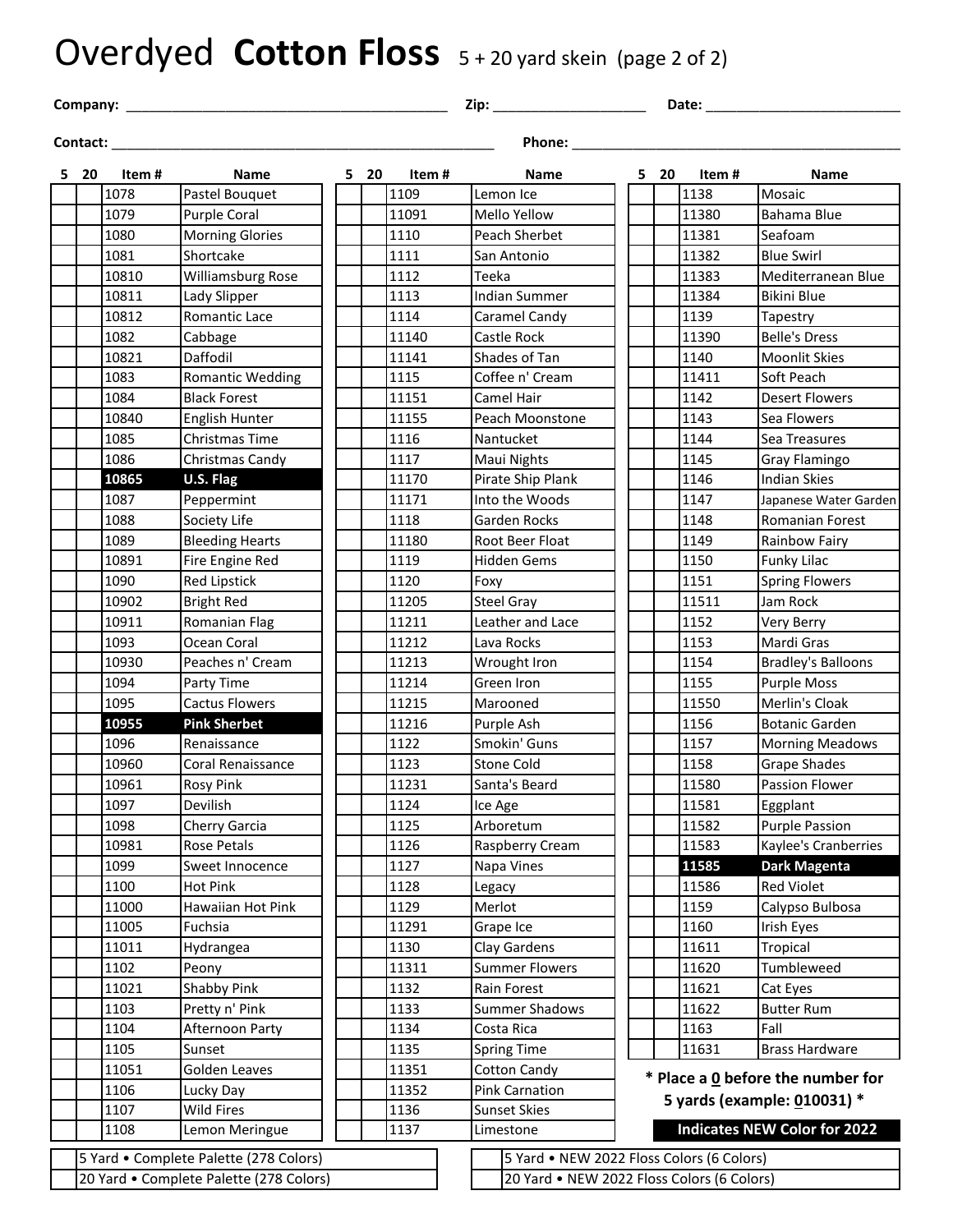# Overdyed **Cotton Floss** 5 + 20 yard skein (page 2 of 2)

**Company:** ______________________ **Zip:** ______________ **Date:** ______________

**Contact:** ______________________ **Phone:** ______________________

| 5 | 20 | Item # | Name | 5 | 20 | Item # | Name | 5 | 20 | Item # | Name |
|---|---|---|---|---|---|---|---|---|---|---|---|
| | | 1078 | Pastel Bouquet | | | 1109 | Lemon Ice | | | 1138 | Mosaic |
| | | 1079 | Purple Coral | | | 11091 | Mello Yellow | | | 11380 | Bahama Blue |
| | | 1080 | Morning Glories | | | 1110 | Peach Sherbet | | | 11381 | Seafoam |
| | | 1081 | Shortcake | | | 1111 | San Antonio | | | 11382 | Blue Swirl |
| | | 10810 | Williamsburg Rose | | | 1112 | Teeka | | | 11383 | Mediterranean Blue |
| | | 10811 | Lady Slipper | | | 1113 | Indian Summer | | | 11384 | Bikini Blue |
| | | 10812 | Romantic Lace | | | 1114 | Caramel Candy | | | 1139 | Tapestry |
| | | 1082 | Cabbage | | | 11140 | Castle Rock | | | 11390 | Belle's Dress |
| | | 10821 | Daffodil | | | 11141 | Shades of Tan | | | 1140 | Moonlit Skies |
| | | 1083 | Romantic Wedding | | | 1115 | Coffee n' Cream | | | 11411 | Soft Peach |
| | | 1084 | Black Forest | | | 11151 | Camel Hair | | | 1142 | Desert Flowers |
| | | 10840 | English Hunter | | | 11155 | Peach Moonstone | | | 1143 | Sea Flowers |
| | | 1085 | Christmas Time | | | 1116 | Nantucket | | | 1144 | Sea Treasures |
| | | 1086 | Christmas Candy | | | 1117 | Maui Nights | | | 1145 | Gray Flamingo |
| | | **10865** | **U.S. Flag** | | | 11170 | Pirate Ship Plank | | | 1146 | Indian Skies |
| | | 1087 | Peppermint | | | 11171 | Into the Woods | | | 1147 | Japanese Water Garden |
| | | 1088 | Society Life | | | 1118 | Garden Rocks | | | 1148 | Romanian Forest |
| | | 1089 | Bleeding Hearts | | | 11180 | Root Beer Float | | | 1149 | Rainbow Fairy |
| | | 10891 | Fire Engine Red | | | 1119 | Hidden Gems | | | 1150 | Funky Lilac |
| | | 1090 | Red Lipstick | | | 1120 | Foxy | | | 1151 | Spring Flowers |
| | | 10902 | Bright Red | | | 11205 | Steel Gray | | | 11511 | Jam Rock |
| | | 10911 | Romanian Flag | | | 11211 | Leather and Lace | | | 1152 | Very Berry |
| | | 1093 | Ocean Coral | | | 11212 | Lava Rocks | | | 1153 | Mardi Gras |
| | | 10930 | Peaches n' Cream | | | 11213 | Wrought Iron | | | 1154 | Bradley's Balloons |
| | | 1094 | Party Time | | | 11214 | Green Iron | | | 1155 | Purple Moss |
| | | 1095 | Cactus Flowers | | | 11215 | Marooned | | | 11550 | Merlin's Cloak |
| | | **10955** | **Pink Sherbet** | | | 11216 | Purple Ash | | | 1156 | Botanic Garden |
| | | 1096 | Renaissance | | | 1122 | Smokin' Guns | | | 1157 | Morning Meadows |
| | | 10960 | Coral Renaissance | | | 1123 | Stone Cold | | | 1158 | Grape Shades |
| | | 10961 | Rosy Pink | | | 11231 | Santa's Beard | | | 11580 | Passion Flower |
| | | 1097 | Devilish | | | 1124 | Ice Age | | | 11581 | Eggplant |
| | | 1098 | Cherry Garcia | | | 1125 | Arboretum | | | 11582 | Purple Passion |
| | | 10981 | Rose Petals | | | 1126 | Raspberry Cream | | | 11583 | Kaylee's Cranberries |
| | | 1099 | Sweet Innocence | | | 1127 | Napa Vines | | | **11585** | **Dark Magenta** |
| | | 1100 | Hot Pink | | | 1128 | Legacy | | | 11586 | Red Violet |
| | | 11000 | Hawaiian Hot Pink | | | 1129 | Merlot | | | 1159 | Calypso Bulbosa |
| | | 11005 | Fuchsia | | | 11291 | Grape Ice | | | 1160 | Irish Eyes |
| | | 11011 | Hydrangea | | | 1130 | Clay Gardens | | | 11611 | Tropical |
| | | 1102 | Peony | | | 11311 | Summer Flowers | | | 11620 | Tumbleweed |
| | | 11021 | Shabby Pink | | | 1132 | Rain Forest | | | 11621 | Cat Eyes |
| | | 1103 | Pretty n' Pink | | | 1133 | Summer Shadows | | | 11622 | Butter Rum |
| | | 1104 | Afternoon Party | | | 1134 | Costa Rica | | | 1163 | Fall |
| | | 1105 | Sunset | | | 1135 | Spring Time | | | 11631 | Brass Hardware |
| | | 11051 | Golden Leaves | | | 11351 | Cotton Candy | | | | |
| | | 1106 | Lucky Day | | | 11352 | Pink Carnation | | | | |
| | | 1107 | Wild Fires | | | 1136 | Sunset Skies | | | | |
| | | 1108 | Lemon Meringue | | | 1137 | Limestone | | | | |

**\* Place a 0 before the number for 5 yards (example: 010031) \***

**Indicates NEW Color for 2022**

| | |
|---|---|
| | 5 Yard • Complete Palette (278 Colors) |
| | 20 Yard • Complete Palette (278 Colors) |
| | 5 Yard • NEW 2022 Floss Colors (6 Colors) |
| | 20 Yard • NEW 2022 Floss Colors (6 Colors) |